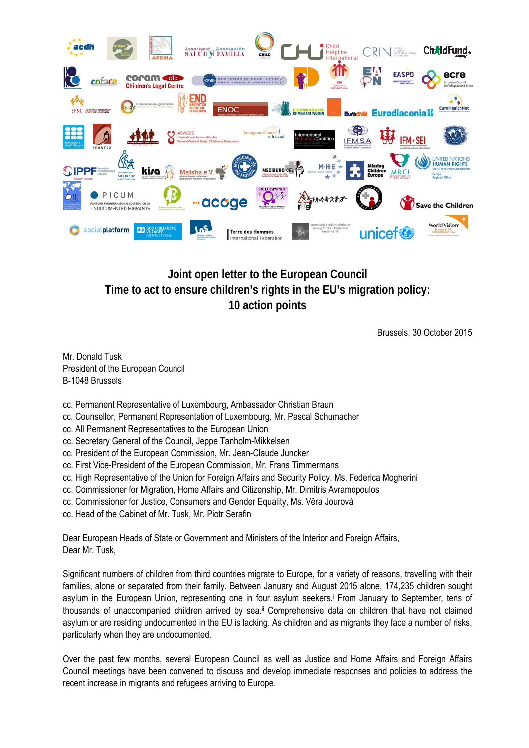## Joint open letter to the European Council
## Time to act to ensure children's rights in the EU's migration policy: 10 action points

Brussels, 30 October 2015

Mr. Donald Tusk
President of the European Council
B-1048 Brussels

cc. Permanent Representative of Luxembourg, Ambassador Christian Braun
cc. Counsellor, Permanent Representation of Luxembourg, Mr. Pascal Schumacher
cc. All Permanent Representatives to the European Union
cc. Secretary General of the Council, Jeppe Tanholm-Mikkelsen
cc. President of the European Commission, Mr. Jean-Claude Juncker
cc. First Vice-President of the European Commission, Mr. Frans Timmermans
cc. High Representative of the Union for Foreign Affairs and Security Policy, Ms. Federica Mogherini
cc. Commissioner for Migration, Home Affairs and Citizenship, Mr. Dimitris Avramopoulos
cc. Commissioner for Justice, Consumers and Gender Equality, Ms. Věra Jourová
cc. Head of the Cabinet of Mr. Tusk, Mr. Piotr Serafin

Dear European Heads of State or Government and Ministers of the Interior and Foreign Affairs,
Dear Mr. Tusk,

Significant numbers of children from third countries migrate to Europe, for a variety of reasons, travelling with their families, alone or separated from their family. Between January and August 2015 alone, 174,235 children sought asylum in the European Union, representing one in four asylum seekers.[i] From January to September, tens of thousands of unaccompanied children arrived by sea.[ii] Comprehensive data on children that have not claimed asylum or are residing undocumented in the EU is lacking. As children and as migrants they face a number of risks, particularly when they are undocumented.

Over the past few months, several European Council as well as Justice and Home Affairs and Foreign Affairs Council meetings have been convened to discuss and develop immediate responses and policies to address the recent increase in migrants and refugees arriving to Europe.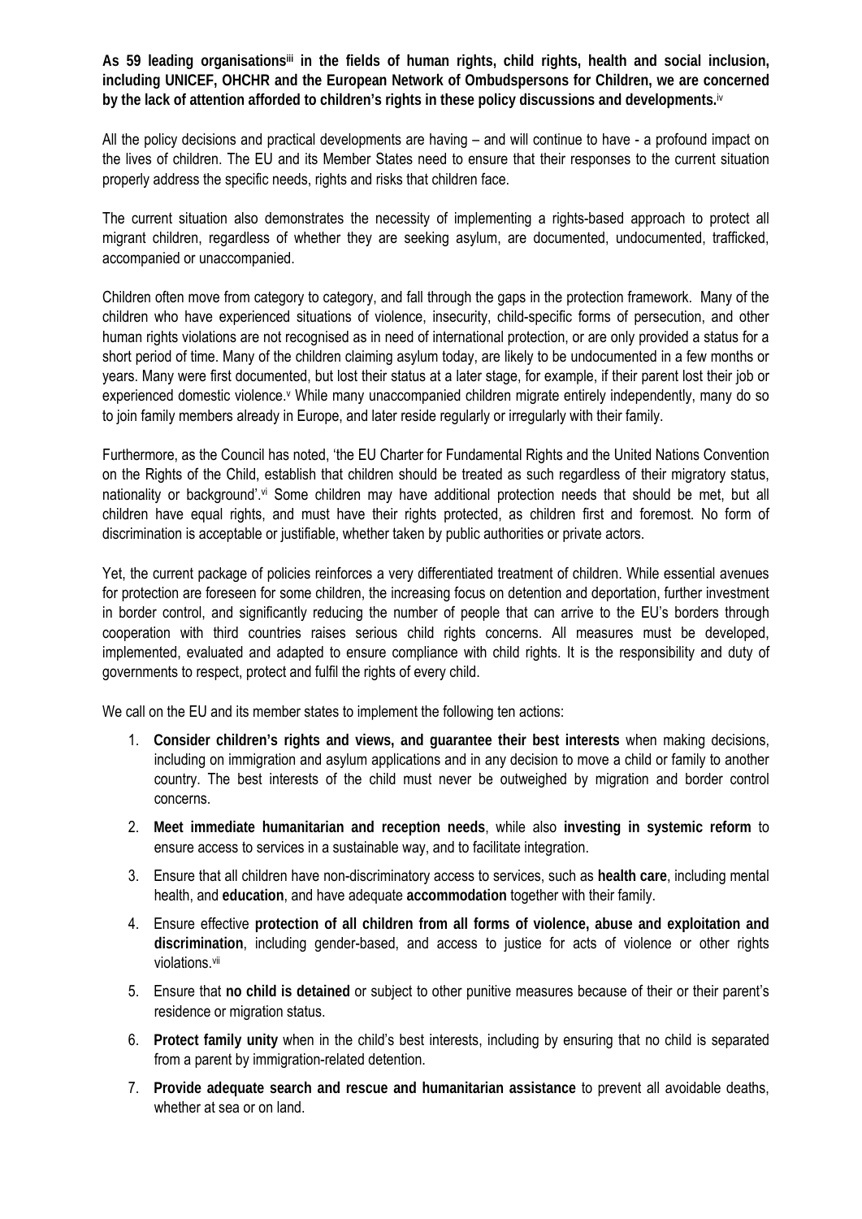**As 59 leading organisations[iii] in the fields of human rights, child rights, health and social inclusion, including UNICEF, OHCHR and the European Network of Ombudspersons for Children, we are concerned by the lack of attention afforded to children's rights in these policy discussions and developments.[iv]**

All the policy decisions and practical developments are having – and will continue to have - a profound impact on the lives of children. The EU and its Member States need to ensure that their responses to the current situation properly address the specific needs, rights and risks that children face.

The current situation also demonstrates the necessity of implementing a rights-based approach to protect all migrant children, regardless of whether they are seeking asylum, are documented, undocumented, trafficked, accompanied or unaccompanied.

Children often move from category to category, and fall through the gaps in the protection framework. Many of the children who have experienced situations of violence, insecurity, child-specific forms of persecution, and other human rights violations are not recognised as in need of international protection, or are only provided a status for a short period of time. Many of the children claiming asylum today, are likely to be undocumented in a few months or years. Many were first documented, but lost their status at a later stage, for example, if their parent lost their job or experienced domestic violence.[v] While many unaccompanied children migrate entirely independently, many do so to join family members already in Europe, and later reside regularly or irregularly with their family.

Furthermore, as the Council has noted, 'the EU Charter for Fundamental Rights and the United Nations Convention on the Rights of the Child, establish that children should be treated as such regardless of their migratory status, nationality or background'.[vi] Some children may have additional protection needs that should be met, but all children have equal rights, and must have their rights protected, as children first and foremost. No form of discrimination is acceptable or justifiable, whether taken by public authorities or private actors.

Yet, the current package of policies reinforces a very differentiated treatment of children. While essential avenues for protection are foreseen for some children, the increasing focus on detention and deportation, further investment in border control, and significantly reducing the number of people that can arrive to the EU's borders through cooperation with third countries raises serious child rights concerns. All measures must be developed, implemented, evaluated and adapted to ensure compliance with child rights. It is the responsibility and duty of governments to respect, protect and fulfil the rights of every child.

We call on the EU and its member states to implement the following ten actions:

1. **Consider children's rights and views, and guarantee their best interests** when making decisions, including on immigration and asylum applications and in any decision to move a child or family to another country. The best interests of the child must never be outweighed by migration and border control concerns.
2. **Meet immediate humanitarian and reception needs**, while also **investing in systemic reform** to ensure access to services in a sustainable way, and to facilitate integration.
3. Ensure that all children have non-discriminatory access to services, such as **health care**, including mental health, and **education**, and have adequate **accommodation** together with their family.
4. Ensure effective **protection of all children from all forms of violence, abuse and exploitation and discrimination**, including gender-based, and access to justice for acts of violence or other rights violations.[vii]
5. Ensure that **no child is detained** or subject to other punitive measures because of their or their parent's residence or migration status.
6. **Protect family unity** when in the child's best interests, including by ensuring that no child is separated from a parent by immigration-related detention.
7. **Provide adequate search and rescue and humanitarian assistance** to prevent all avoidable deaths, whether at sea or on land.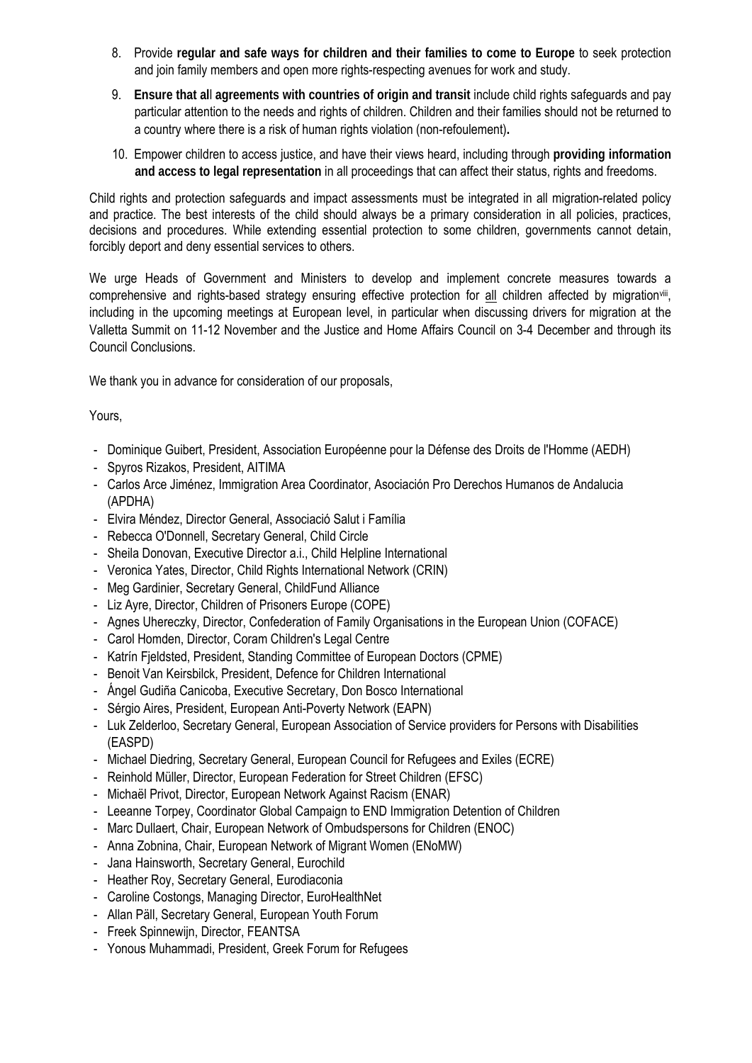8. Provide **regular and safe ways for children and their families to come to Europe** to seek protection and join family members and open more rights-respecting avenues for work and study.
9. **Ensure that all agreements with countries of origin and transit** include child rights safeguards and pay particular attention to the needs and rights of children. Children and their families should not be returned to a country where there is a risk of human rights violation (non-refoulement)**.**
10. Empower children to access justice, and have their views heard, including through **providing information and access to legal representation** in all proceedings that can affect their status, rights and freedoms.

Child rights and protection safeguards and impact assessments must be integrated in all migration-related policy and practice. The best interests of the child should always be a primary consideration in all policies, practices, decisions and procedures. While extending essential protection to some children, governments cannot detain, forcibly deport and deny essential services to others.

We urge Heads of Government and Ministers to develop and implement concrete measures towards a comprehensive and rights-based strategy ensuring effective protection for all children affected by migration[viii], including in the upcoming meetings at European level, in particular when discussing drivers for migration at the Valletta Summit on 11-12 November and the Justice and Home Affairs Council on 3-4 December and through its Council Conclusions.

We thank you in advance for consideration of our proposals,

Yours,

- Dominique Guibert, President, Association Européenne pour la Défense des Droits de l'Homme (AEDH)
- Spyros Rizakos, President, AITIMA
- Carlos Arce Jiménez, Immigration Area Coordinator, Asociación Pro Derechos Humanos de Andalucia (APDHA)
- Elvira Méndez, Director General, Associació Salut i Família
- Rebecca O'Donnell, Secretary General, Child Circle
- Sheila Donovan, Executive Director a.i., Child Helpline International
- Veronica Yates, Director, Child Rights International Network (CRIN)
- Meg Gardinier, Secretary General, ChildFund Alliance
- Liz Ayre, Director, Children of Prisoners Europe (COPE)
- Agnes Uhereczky, Director, Confederation of Family Organisations in the European Union (COFACE)
- Carol Homden, Director, Coram Children's Legal Centre
- Katrín Fjeldsted, President, Standing Committee of European Doctors (CPME)
- Benoit Van Keirsbilck, President, Defence for Children International
- Ángel Gudiña Canicoba, Executive Secretary, Don Bosco International
- Sérgio Aires, President, European Anti-Poverty Network (EAPN)
- Luk Zelderloo, Secretary General, European Association of Service providers for Persons with Disabilities (EASPD)
- Michael Diedring, Secretary General, European Council for Refugees and Exiles (ECRE)
- Reinhold Müller, Director, European Federation for Street Children (EFSC)
- Michaël Privot, Director, European Network Against Racism (ENAR)
- Leeanne Torpey, Coordinator Global Campaign to END Immigration Detention of Children
- Marc Dullaert, Chair, European Network of Ombudspersons for Children (ENOC)
- Anna Zobnina, Chair, European Network of Migrant Women (ENoMW)
- Jana Hainsworth, Secretary General, Eurochild
- Heather Roy, Secretary General, Eurodiaconia
- Caroline Costongs, Managing Director, EuroHealthNet
- Allan Päll, Secretary General, European Youth Forum
- Freek Spinnewijn, Director, FEANTSA
- Yonous Muhammadi, President, Greek Forum for Refugees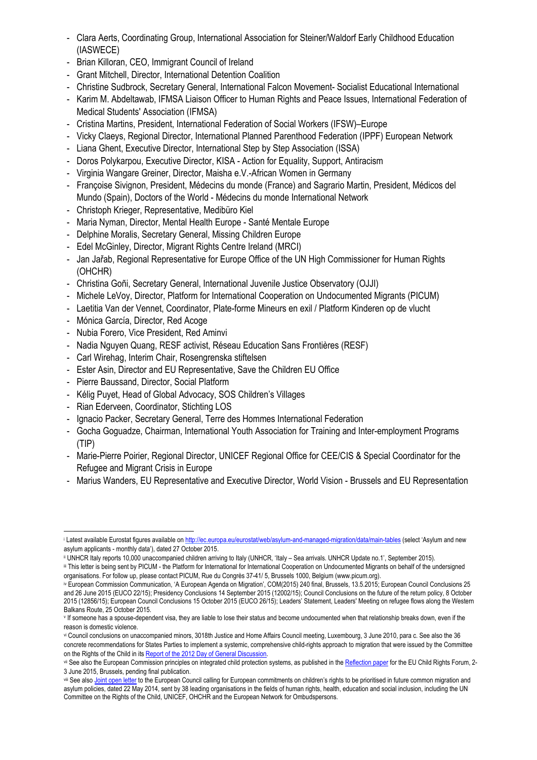- Clara Aerts, Coordinating Group, International Association for Steiner/Waldorf Early Childhood Education (IASWECE)
- Brian Killoran, CEO, Immigrant Council of Ireland
- Grant Mitchell, Director, International Detention Coalition
- Christine Sudbrock, Secretary General, International Falcon Movement- Socialist Educational International
- Karim M. Abdeltawab, IFMSA Liaison Officer to Human Rights and Peace Issues, International Federation of Medical Students' Association (IFMSA)
- Cristina Martins, President, International Federation of Social Workers (IFSW)–Europe
- Vicky Claeys, Regional Director, International Planned Parenthood Federation (IPPF) European Network
- Liana Ghent, Executive Director, International Step by Step Association (ISSA)
- Doros Polykarpou, Executive Director, KISA - Action for Equality, Support, Antiracism
- Virginia Wangare Greiner, Director, Maisha e.V.-African Women in Germany
- Françoise Sivignon, President, Médecins du monde (France) and Sagrario Martin, President, Médicos del Mundo (Spain), Doctors of the World - Médecins du monde International Network
- Christoph Krieger, Representative, Medibüro Kiel
- Maria Nyman, Director, Mental Health Europe - Santé Mentale Europe
- Delphine Moralis, Secretary General, Missing Children Europe
- Edel McGinley, Director, Migrant Rights Centre Ireland (MRCI)
- Jan Jařab, Regional Representative for Europe Office of the UN High Commissioner for Human Rights (OHCHR)
- Christina Goñi, Secretary General, International Juvenile Justice Observatory (OJJI)
- Michele LeVoy, Director, Platform for International Cooperation on Undocumented Migrants (PICUM)
- Laetitia Van der Vennet, Coordinator, Plate-forme Mineurs en exil / Platform Kinderen op de vlucht
- Mónica García, Director, Red Acoge
- Nubia Forero, Vice President, Red Aminvi
- Nadia Nguyen Quang, RESF activist, Réseau Education Sans Frontières (RESF)
- Carl Wirehag, Interim Chair, Rosengrenska stiftelsen
- Ester Asin, Director and EU Representative, Save the Children EU Office
- Pierre Baussand, Director, Social Platform
- Kélig Puyet, Head of Global Advocacy, SOS Children's Villages
- Rian Ederveen, Coordinator, Stichting LOS
- Ignacio Packer, Secretary General, Terre des Hommes International Federation
- Gocha Goguadze, Chairman, International Youth Association for Training and Inter-employment Programs (TIP)
- Marie-Pierre Poirier, Regional Director, UNICEF Regional Office for CEE/CIS & Special Coordinator for the Refugee and Migrant Crisis in Europe
- Marius Wanders, EU Representative and Executive Director, World Vision - Brussels and EU Representation

---

[i] Latest available Eurostat figures available on http://ec.europa.eu/eurostat/web/asylum-and-managed-migration/data/main-tables (select 'Asylum and new asylum applicants - monthly data'), dated 27 October 2015.

[ii] UNHCR Italy reports 10,000 unaccompanied children arriving to Italy (UNHCR, 'Italy – Sea arrivals. UNHCR Update no.1', September 2015).

[iii] This letter is being sent by PICUM - the Platform for International for International Cooperation on Undocumented Migrants on behalf of the undersigned organisations. For follow up, please contact PICUM, Rue du Congrès 37-41/ 5, Brussels 1000, Belgium (www.picum.org).

[iv] European Commission Communication, 'A European Agenda on Migration', COM(2015) 240 final, Brussels, 13.5.2015; European Council Conclusions 25 and 26 June 2015 (EUCO 22/15); Presidency Conclusions 14 September 2015 (12002/15); Council Conclusions on the future of the return policy, 8 October 2015 (12856/15); European Council Conclusions 15 October 2015 (EUCO 26/15); Leaders' Statement, Leaders' Meeting on refugee flows along the Western Balkans Route, 25 October 2015.

[v] If someone has a spouse-dependent visa, they are liable to lose their status and become undocumented when that relationship breaks down, even if the reason is domestic violence.

[vi] Council conclusions on unaccompanied minors, 3018th Justice and Home Affairs Council meeting, Luxembourg, 3 June 2010, para c. See also the 36 concrete recommendations for States Parties to implement a systemic, comprehensive child-rights approach to migration that were issued by the Committee on the Rights of the Child in its Report of the 2012 Day of General Discussion.

[vii] See also the European Commission principles on integrated child protection systems, as published in the Reflection paper for the EU Child Rights Forum, 2-3 June 2015, Brussels, pending final publication.

[viii] See also Joint open letter to the European Council calling for European commitments on children's rights to be prioritised in future common migration and asylum policies, dated 22 May 2014, sent by 38 leading organisations in the fields of human rights, health, education and social inclusion, including the UN Committee on the Rights of the Child, UNICEF, OHCHR and the European Network for Ombudspersons.